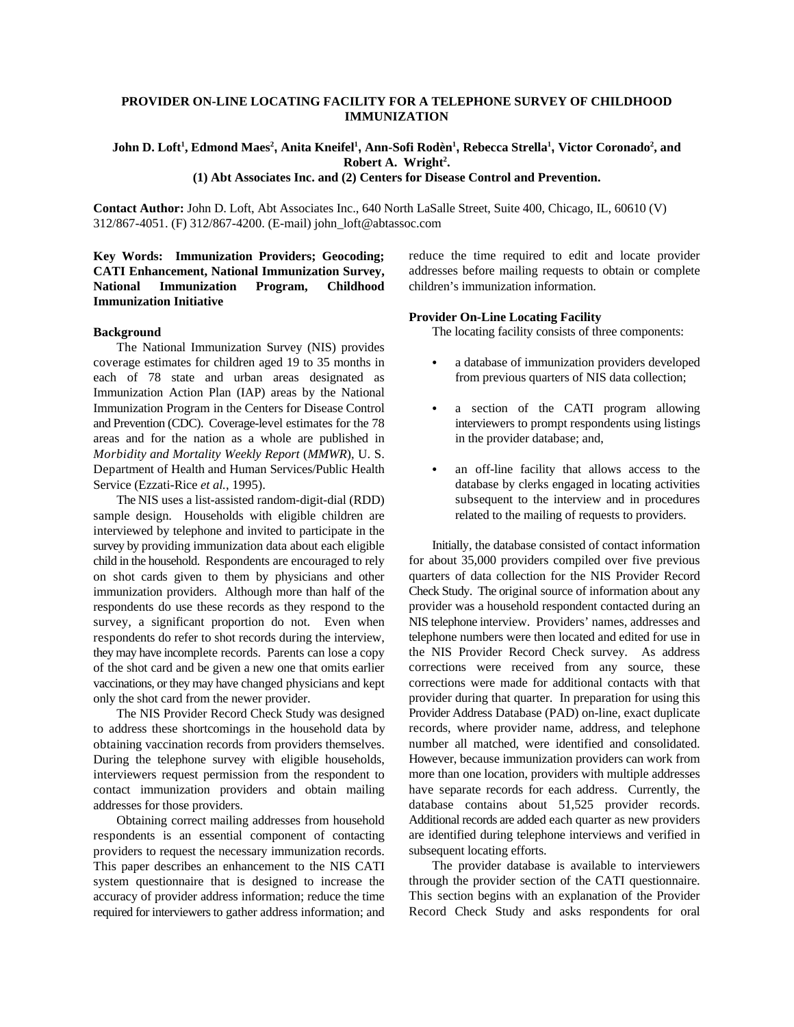# PROVIDER ON-LINE LOCATING FACILITY FOR A TELEPHONE SURVEY OF CHILDHOOD IMMUNIZATION

**John D. Loft[1], Edmond Maes[2], Anita Kneifel[1], Ann-Sofi Rodèn[1], Rebecca Strella[1], Victor Coronado[2], and Robert A. Wright[2].**
**(1) Abt Associates Inc. and (2) Centers for Disease Control and Prevention.**

**Contact Author:** John D. Loft, Abt Associates Inc., 640 North LaSalle Street, Suite 400, Chicago, IL, 60610 (V) 312/867-4051. (F) 312/867-4200. (E-mail) john_loft@abtassoc.com

**Key Words: Immunization Providers; Geocoding; CATI Enhancement, National Immunization Survey, National Immunization Program, Childhood Immunization Initiative**

## Background

The National Immunization Survey (NIS) provides coverage estimates for children aged 19 to 35 months in each of 78 state and urban areas designated as Immunization Action Plan (IAP) areas by the National Immunization Program in the Centers for Disease Control and Prevention (CDC). Coverage-level estimates for the 78 areas and for the nation as a whole are published in *Morbidity and Mortality Weekly Report* (*MMWR*), U. S. Department of Health and Human Services/Public Health Service (Ezzati-Rice *et al.*, 1995).

The NIS uses a list-assisted random-digit-dial (RDD) sample design. Households with eligible children are interviewed by telephone and invited to participate in the survey by providing immunization data about each eligible child in the household. Respondents are encouraged to rely on shot cards given to them by physicians and other immunization providers. Although more than half of the respondents do use these records as they respond to the survey, a significant proportion do not. Even when respondents do refer to shot records during the interview, they may have incomplete records. Parents can lose a copy of the shot card and be given a new one that omits earlier vaccinations, or they may have changed physicians and kept only the shot card from the newer provider.

The NIS Provider Record Check Study was designed to address these shortcomings in the household data by obtaining vaccination records from providers themselves. During the telephone survey with eligible households, interviewers request permission from the respondent to contact immunization providers and obtain mailing addresses for those providers.

Obtaining correct mailing addresses from household respondents is an essential component of contacting providers to request the necessary immunization records. This paper describes an enhancement to the NIS CATI system questionnaire that is designed to increase the accuracy of provider address information; reduce the time required for interviewers to gather address information; and reduce the time required to edit and locate provider addresses before mailing requests to obtain or complete children's immunization information.

## Provider On-Line Locating Facility

The locating facility consists of three components:

- a database of immunization providers developed from previous quarters of NIS data collection;
- a section of the CATI program allowing interviewers to prompt respondents using listings in the provider database; and,
- an off-line facility that allows access to the database by clerks engaged in locating activities subsequent to the interview and in procedures related to the mailing of requests to providers.

Initially, the database consisted of contact information for about 35,000 providers compiled over five previous quarters of data collection for the NIS Provider Record Check Study. The original source of information about any provider was a household respondent contacted during an NIS telephone interview. Providers' names, addresses and telephone numbers were then located and edited for use in the NIS Provider Record Check survey. As address corrections were received from any source, these corrections were made for additional contacts with that provider during that quarter. In preparation for using this Provider Address Database (PAD) on-line, exact duplicate records, where provider name, address, and telephone number all matched, were identified and consolidated. However, because immunization providers can work from more than one location, providers with multiple addresses have separate records for each address. Currently, the database contains about 51,525 provider records. Additional records are added each quarter as new providers are identified during telephone interviews and verified in subsequent locating efforts.

The provider database is available to interviewers through the provider section of the CATI questionnaire. This section begins with an explanation of the Provider Record Check Study and asks respondents for oral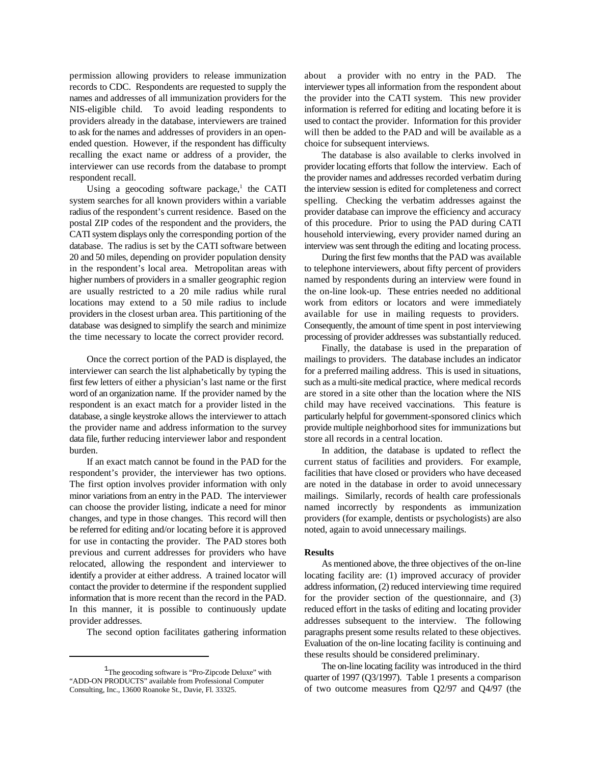permission allowing providers to release immunization records to CDC. Respondents are requested to supply the names and addresses of all immunization providers for the NIS-eligible child. To avoid leading respondents to providers already in the database, interviewers are trained to ask for the names and addresses of providers in an open-ended question. However, if the respondent has difficulty recalling the exact name or address of a provider, the interviewer can use records from the database to prompt respondent recall.

Using a geocoding software package,[1] the CATI system searches for all known providers within a variable radius of the respondent's current residence. Based on the postal ZIP codes of the respondent and the providers, the CATI system displays only the corresponding portion of the database. The radius is set by the CATI software between 20 and 50 miles, depending on provider population density in the respondent's local area. Metropolitan areas with higher numbers of providers in a smaller geographic region are usually restricted to a 20 mile radius while rural locations may extend to a 50 mile radius to include providers in the closest urban area. This partitioning of the database was designed to simplify the search and minimize the time necessary to locate the correct provider record.

Once the correct portion of the PAD is displayed, the interviewer can search the list alphabetically by typing the first few letters of either a physician's last name or the first word of an organization name. If the provider named by the respondent is an exact match for a provider listed in the database, a single keystroke allows the interviewer to attach the provider name and address information to the survey data file, further reducing interviewer labor and respondent burden.

If an exact match cannot be found in the PAD for the respondent's provider, the interviewer has two options. The first option involves provider information with only minor variations from an entry in the PAD. The interviewer can choose the provider listing, indicate a need for minor changes, and type in those changes. This record will then be referred for editing and/or locating before it is approved for use in contacting the provider. The PAD stores both previous and current addresses for providers who have relocated, allowing the respondent and interviewer to identify a provider at either address. A trained locator will contact the provider to determine if the respondent supplied information that is more recent than the record in the PAD. In this manner, it is possible to continuously update provider addresses.

The second option facilitates gathering information about a provider with no entry in the PAD. The interviewer types all information from the respondent about the provider into the CATI system. This new provider information is referred for editing and locating before it is used to contact the provider. Information for this provider will then be added to the PAD and will be available as a choice for subsequent interviews.

The database is also available to clerks involved in provider locating efforts that follow the interview. Each of the provider names and addresses recorded verbatim during the interview session is edited for completeness and correct spelling. Checking the verbatim addresses against the provider database can improve the efficiency and accuracy of this procedure. Prior to using the PAD during CATI household interviewing, every provider named during an interview was sent through the editing and locating process.

During the first few months that the PAD was available to telephone interviewers, about fifty percent of providers named by respondents during an interview were found in the on-line look-up. These entries needed no additional work from editors or locators and were immediately available for use in mailing requests to providers. Consequently, the amount of time spent in post interviewing processing of provider addresses was substantially reduced.

Finally, the database is used in the preparation of mailings to providers. The database includes an indicator for a preferred mailing address. This is used in situations, such as a multi-site medical practice, where medical records are stored in a site other than the location where the NIS child may have received vaccinations. This feature is particularly helpful for government-sponsored clinics which provide multiple neighborhood sites for immunizations but store all records in a central location.

In addition, the database is updated to reflect the current status of facilities and providers. For example, facilities that have closed or providers who have deceased are noted in the database in order to avoid unnecessary mailings. Similarly, records of health care professionals named incorrectly by respondents as immunization providers (for example, dentists or psychologists) are also noted, again to avoid unnecessary mailings.

**Results**

As mentioned above, the three objectives of the on-line locating facility are: (1) improved accuracy of provider address information, (2) reduced interviewing time required for the provider section of the questionnaire, and (3) reduced effort in the tasks of editing and locating provider addresses subsequent to the interview. The following paragraphs present some results related to these objectives. Evaluation of the on-line locating facility is continuing and these results should be considered preliminary.

The on-line locating facility was introduced in the third quarter of 1997 (Q3/1997). Table 1 presents a comparison of two outcome measures from Q2/97 and Q4/97 (the

---

[1] The geocoding software is "Pro-Zipcode Deluxe" with "ADD-ON PRODUCTS" available from Professional Computer Consulting, Inc., 13600 Roanoke St., Davie, Fl. 33325.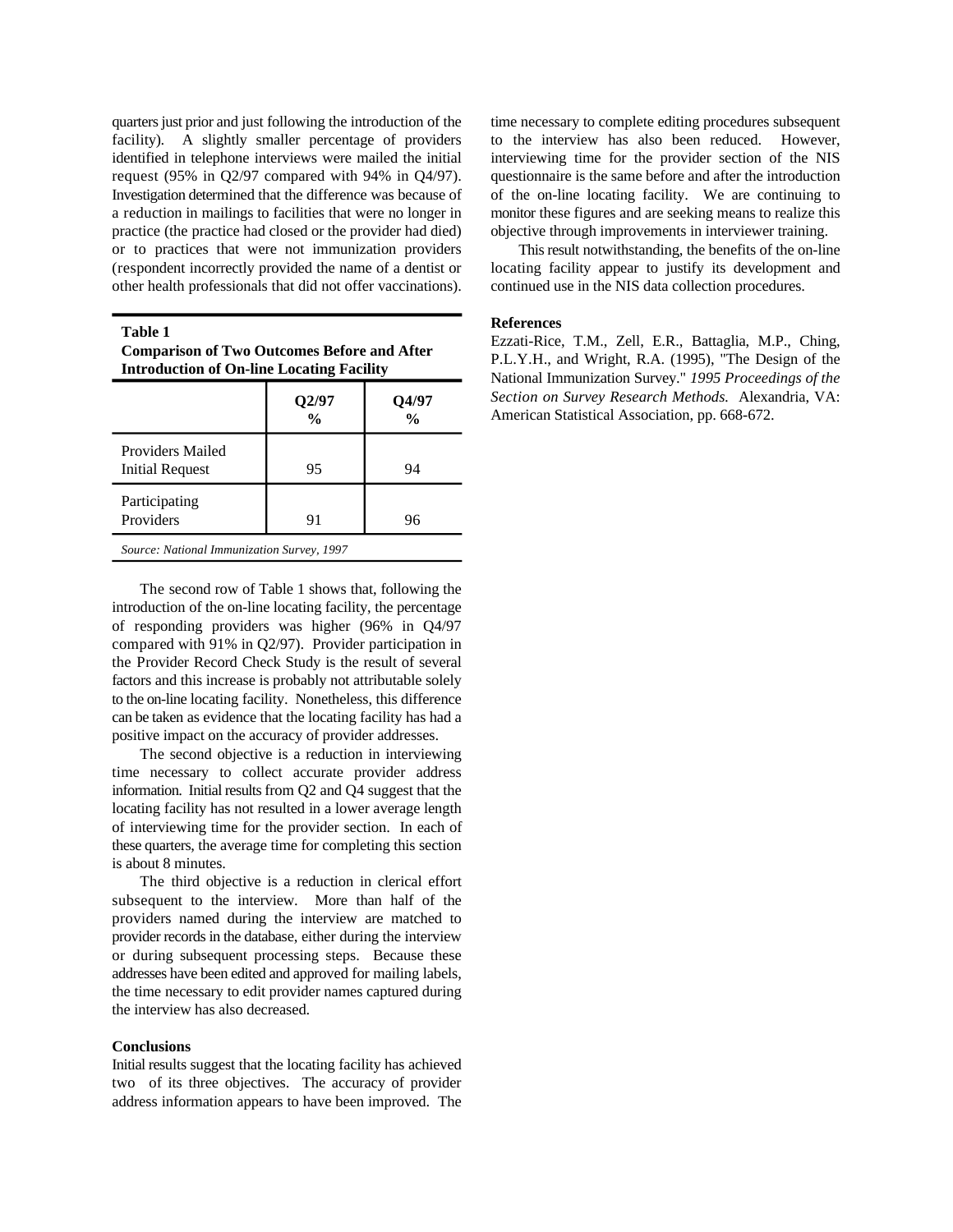quarters just prior and just following the introduction of the facility). A slightly smaller percentage of providers identified in telephone interviews were mailed the initial request (95% in Q2/97 compared with 94% in Q4/97). Investigation determined that the difference was because of a reduction in mailings to facilities that were no longer in practice (the practice had closed or the provider had died) or to practices that were not immunization providers (respondent incorrectly provided the name of a dentist or other health professionals that did not offer vaccinations).

**Table 1**
**Comparison of Two Outcomes Before and After Introduction of On-line Locating Facility**

| | Q2/97 % | Q4/97 % |
|---|---|---|
| Providers Mailed Initial Request | 95 | 94 |
| Participating Providers | 91 | 96 |

*Source: National Immunization Survey, 1997*

The second row of Table 1 shows that, following the introduction of the on-line locating facility, the percentage of responding providers was higher (96% in Q4/97 compared with 91% in Q2/97). Provider participation in the Provider Record Check Study is the result of several factors and this increase is probably not attributable solely to the on-line locating facility. Nonetheless, this difference can be taken as evidence that the locating facility has had a positive impact on the accuracy of provider addresses.

The second objective is a reduction in interviewing time necessary to collect accurate provider address information. Initial results from Q2 and Q4 suggest that the locating facility has not resulted in a lower average length of interviewing time for the provider section. In each of these quarters, the average time for completing this section is about 8 minutes.

The third objective is a reduction in clerical effort subsequent to the interview. More than half of the providers named during the interview are matched to provider records in the database, either during the interview or during subsequent processing steps. Because these addresses have been edited and approved for mailing labels, the time necessary to edit provider names captured during the interview has also decreased.

**Conclusions**

Initial results suggest that the locating facility has achieved two of its three objectives. The accuracy of provider address information appears to have been improved. The time necessary to complete editing procedures subsequent to the interview has also been reduced. However, interviewing time for the provider section of the NIS questionnaire is the same before and after the introduction of the on-line locating facility. We are continuing to monitor these figures and are seeking means to realize this objective through improvements in interviewer training.

This result notwithstanding, the benefits of the on-line locating facility appear to justify its development and continued use in the NIS data collection procedures.

**References**

Ezzati-Rice, T.M., Zell, E.R., Battaglia, M.P., Ching, P.L.Y.H., and Wright, R.A. (1995), "The Design of the National Immunization Survey." *1995 Proceedings of the Section on Survey Research Methods.* Alexandria, VA: American Statistical Association, pp. 668-672.